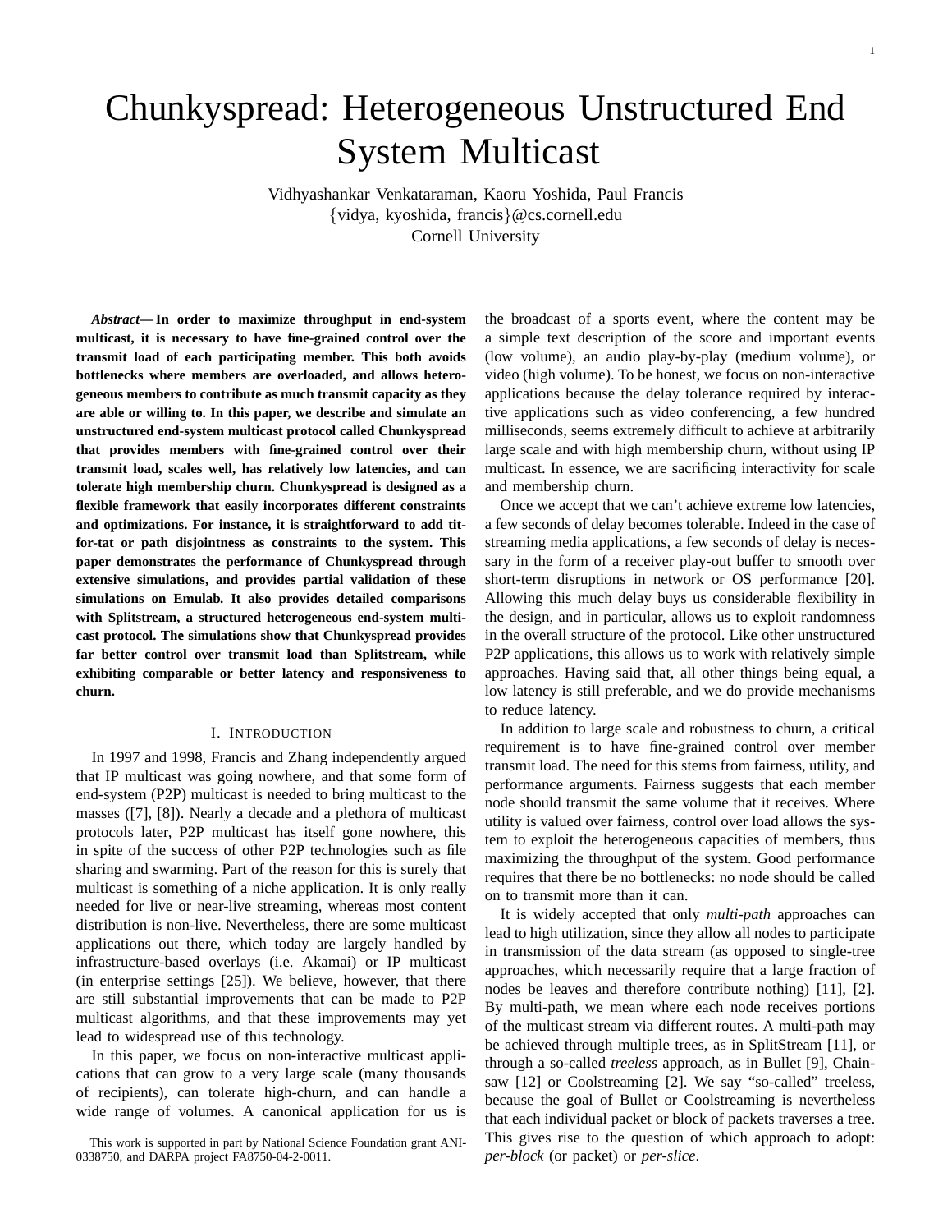# Chunkyspread: Heterogeneous Unstructured End System Multicast

Vidhyashankar Venkataraman, Kaoru Yoshida, Paul Francis
{vidya, kyoshida, francis}@cs.cornell.edu
Cornell University

***Abstract*— In order to maximize throughput in end-system multicast, it is necessary to have fine-grained control over the transmit load of each participating member. This both avoids bottlenecks where members are overloaded, and allows heterogeneous members to contribute as much transmit capacity as they are able or willing to. In this paper, we describe and simulate an unstructured end-system multicast protocol called Chunkyspread that provides members with fine-grained control over their transmit load, scales well, has relatively low latencies, and can tolerate high membership churn. Chunkyspread is designed as a flexible framework that easily incorporates different constraints and optimizations. For instance, it is straightforward to add tit-for-tat or path disjointness as constraints to the system. This paper demonstrates the performance of Chunkyspread through extensive simulations, and provides partial validation of these simulations on Emulab. It also provides detailed comparisons with Splitstream, a structured heterogeneous end-system multicast protocol. The simulations show that Chunkyspread provides far better control over transmit load than Splitstream, while exhibiting comparable or better latency and responsiveness to churn.**

## I. Introduction

In 1997 and 1998, Francis and Zhang independently argued that IP multicast was going nowhere, and that some form of end-system (P2P) multicast is needed to bring multicast to the masses ([7], [8]). Nearly a decade and a plethora of multicast protocols later, P2P multicast has itself gone nowhere, this in spite of the success of other P2P technologies such as file sharing and swarming. Part of the reason for this is surely that multicast is something of a niche application. It is only really needed for live or near-live streaming, whereas most content distribution is non-live. Nevertheless, there are some multicast applications out there, which today are largely handled by infrastructure-based overlays (i.e. Akamai) or IP multicast (in enterprise settings [25]). We believe, however, that there are still substantial improvements that can be made to P2P multicast algorithms, and that these improvements may yet lead to widespread use of this technology.

In this paper, we focus on non-interactive multicast applications that can grow to a very large scale (many thousands of recipients), can tolerate high-churn, and can handle a wide range of volumes. A canonical application for us is the broadcast of a sports event, where the content may be a simple text description of the score and important events (low volume), an audio play-by-play (medium volume), or video (high volume). To be honest, we focus on non-interactive applications because the delay tolerance required by interactive applications such as video conferencing, a few hundred milliseconds, seems extremely difficult to achieve at arbitrarily large scale and with high membership churn, without using IP multicast. In essence, we are sacrificing interactivity for scale and membership churn.

Once we accept that we can't achieve extreme low latencies, a few seconds of delay becomes tolerable. Indeed in the case of streaming media applications, a few seconds of delay is necessary in the form of a receiver play-out buffer to smooth over short-term disruptions in network or OS performance [20]. Allowing this much delay buys us considerable flexibility in the design, and in particular, allows us to exploit randomness in the overall structure of the protocol. Like other unstructured P2P applications, this allows us to work with relatively simple approaches. Having said that, all other things being equal, a low latency is still preferable, and we do provide mechanisms to reduce latency.

In addition to large scale and robustness to churn, a critical requirement is to have fine-grained control over member transmit load. The need for this stems from fairness, utility, and performance arguments. Fairness suggests that each member node should transmit the same volume that it receives. Where utility is valued over fairness, control over load allows the system to exploit the heterogeneous capacities of members, thus maximizing the throughput of the system. Good performance requires that there be no bottlenecks: no node should be called on to transmit more than it can.

It is widely accepted that only *multi-path* approaches can lead to high utilization, since they allow all nodes to participate in transmission of the data stream (as opposed to single-tree approaches, which necessarily require that a large fraction of nodes be leaves and therefore contribute nothing) [11], [2]. By multi-path, we mean where each node receives portions of the multicast stream via different routes. A multi-path may be achieved through multiple trees, as in SplitStream [11], or through a so-called *treeless* approach, as in Bullet [9], Chainsaw [12] or Coolstreaming [2]. We say "so-called" treeless, because the goal of Bullet or Coolstreaming is nevertheless that each individual packet or block of packets traverses a tree. This gives rise to the question of which approach to adopt: *per-block* (or packet) or *per-slice*.

This work is supported in part by National Science Foundation grant ANI-0338750, and DARPA project FA8750-04-2-0011.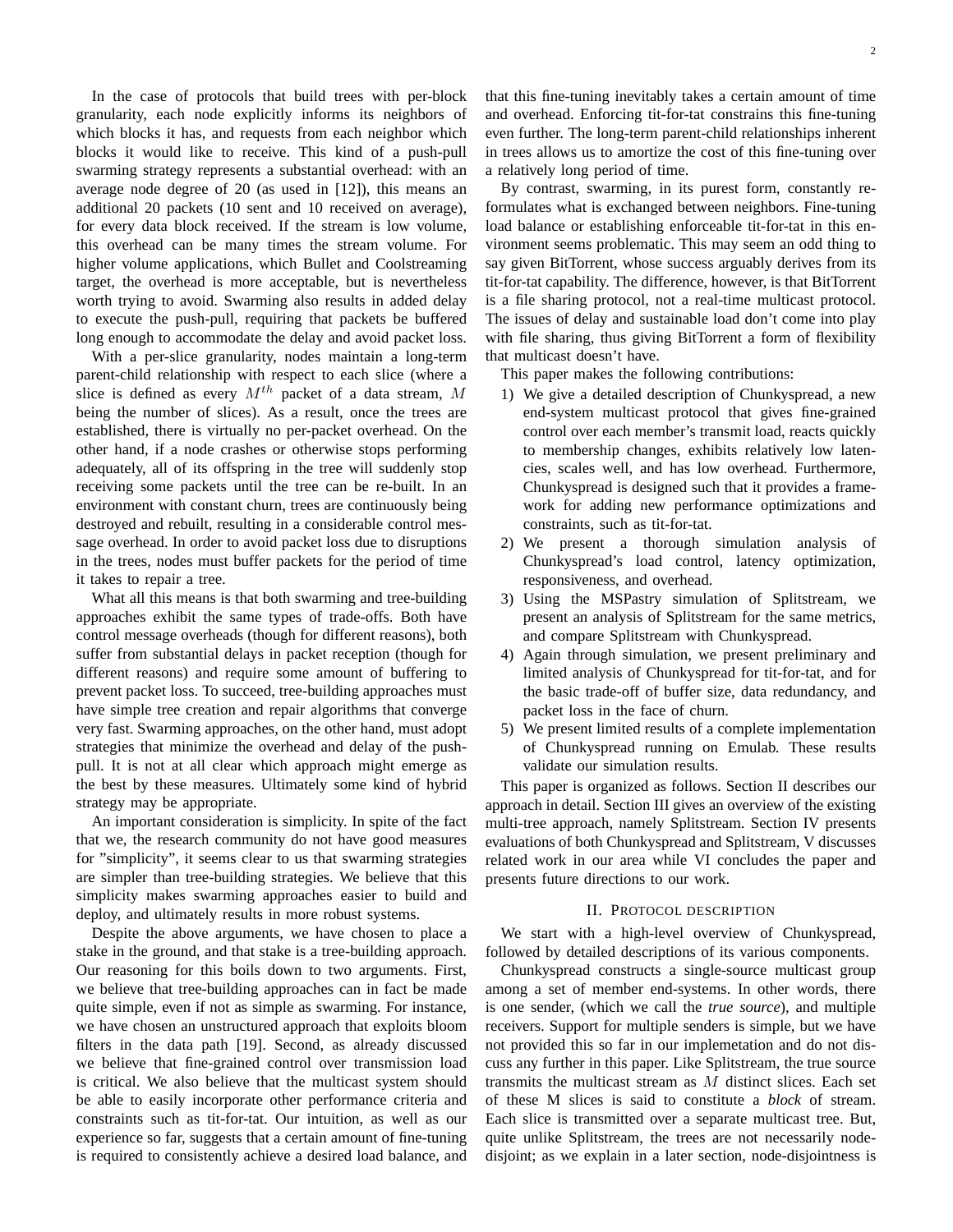In the case of protocols that build trees with per-block granularity, each node explicitly informs its neighbors of which blocks it has, and requests from each neighbor which blocks it would like to receive. This kind of a push-pull swarming strategy represents a substantial overhead: with an average node degree of 20 (as used in [12]), this means an additional 20 packets (10 sent and 10 received on average), for every data block received. If the stream is low volume, this overhead can be many times the stream volume. For higher volume applications, which Bullet and Coolstreaming target, the overhead is more acceptable, but is nevertheless worth trying to avoid. Swarming also results in added delay to execute the push-pull, requiring that packets be buffered long enough to accommodate the delay and avoid packet loss.

With a per-slice granularity, nodes maintain a long-term parent-child relationship with respect to each slice (where a slice is defined as every $M^{th}$ packet of a data stream, $M$ being the number of slices). As a result, once the trees are established, there is virtually no per-packet overhead. On the other hand, if a node crashes or otherwise stops performing adequately, all of its offspring in the tree will suddenly stop receiving some packets until the tree can be re-built. In an environment with constant churn, trees are continuously being destroyed and rebuilt, resulting in a considerable control message overhead. In order to avoid packet loss due to disruptions in the trees, nodes must buffer packets for the period of time it takes to repair a tree.

What all this means is that both swarming and tree-building approaches exhibit the same types of trade-offs. Both have control message overheads (though for different reasons), both suffer from substantial delays in packet reception (though for different reasons) and require some amount of buffering to prevent packet loss. To succeed, tree-building approaches must have simple tree creation and repair algorithms that converge very fast. Swarming approaches, on the other hand, must adopt strategies that minimize the overhead and delay of the push-pull. It is not at all clear which approach might emerge as the best by these measures. Ultimately some kind of hybrid strategy may be appropriate.

An important consideration is simplicity. In spite of the fact that we, the research community do not have good measures for "simplicity", it seems clear to us that swarming strategies are simpler than tree-building strategies. We believe that this simplicity makes swarming approaches easier to build and deploy, and ultimately results in more robust systems.

Despite the above arguments, we have chosen to place a stake in the ground, and that stake is a tree-building approach. Our reasoning for this boils down to two arguments. First, we believe that tree-building approaches can in fact be made quite simple, even if not as simple as swarming. For instance, we have chosen an unstructured approach that exploits bloom filters in the data path [19]. Second, as already discussed we believe that fine-grained control over transmission load is critical. We also believe that the multicast system should be able to easily incorporate other performance criteria and constraints such as tit-for-tat. Our intuition, as well as our experience so far, suggests that a certain amount of fine-tuning is required to consistently achieve a desired load balance, and that this fine-tuning inevitably takes a certain amount of time and overhead. Enforcing tit-for-tat constrains this fine-tuning even further. The long-term parent-child relationships inherent in trees allows us to amortize the cost of this fine-tuning over a relatively long period of time.

By contrast, swarming, in its purest form, constantly re-formulates what is exchanged between neighbors. Fine-tuning load balance or establishing enforceable tit-for-tat in this environment seems problematic. This may seem an odd thing to say given BitTorrent, whose success arguably derives from its tit-for-tat capability. The difference, however, is that BitTorrent is a file sharing protocol, not a real-time multicast protocol. The issues of delay and sustainable load don't come into play with file sharing, thus giving BitTorrent a form of flexibility that multicast doesn't have.

This paper makes the following contributions:

1) We give a detailed description of Chunkyspread, a new end-system multicast protocol that gives fine-grained control over each member's transmit load, reacts quickly to membership changes, exhibits relatively low latencies, scales well, and has low overhead. Furthermore, Chunkyspread is designed such that it provides a framework for adding new performance optimizations and constraints, such as tit-for-tat.
2) We present a thorough simulation analysis of Chunkyspread's load control, latency optimization, responsiveness, and overhead.
3) Using the MSPastry simulation of Splitstream, we present an analysis of Splitstream for the same metrics, and compare Splitstream with Chunkyspread.
4) Again through simulation, we present preliminary and limited analysis of Chunkyspread for tit-for-tat, and for the basic trade-off of buffer size, data redundancy, and packet loss in the face of churn.
5) We present limited results of a complete implementation of Chunkyspread running on Emulab. These results validate our simulation results.

This paper is organized as follows. Section II describes our approach in detail. Section III gives an overview of the existing multi-tree approach, namely Splitstream. Section IV presents evaluations of both Chunkyspread and Splitstream, V discusses related work in our area while VI concludes the paper and presents future directions to our work.

## II. Protocol description

We start with a high-level overview of Chunkyspread, followed by detailed descriptions of its various components.

Chunkyspread constructs a single-source multicast group among a set of member end-systems. In other words, there is one sender, (which we call the *true source*), and multiple receivers. Support for multiple senders is simple, but we have not provided this so far in our implemetation and do not discuss any further in this paper. Like Splitstream, the true source transmits the multicast stream as $M$ distinct slices. Each set of these M slices is said to constitute a *block* of stream. Each slice is transmitted over a separate multicast tree. But, quite unlike Splitstream, the trees are not necessarily node-disjoint; as we explain in a later section, node-disjointness is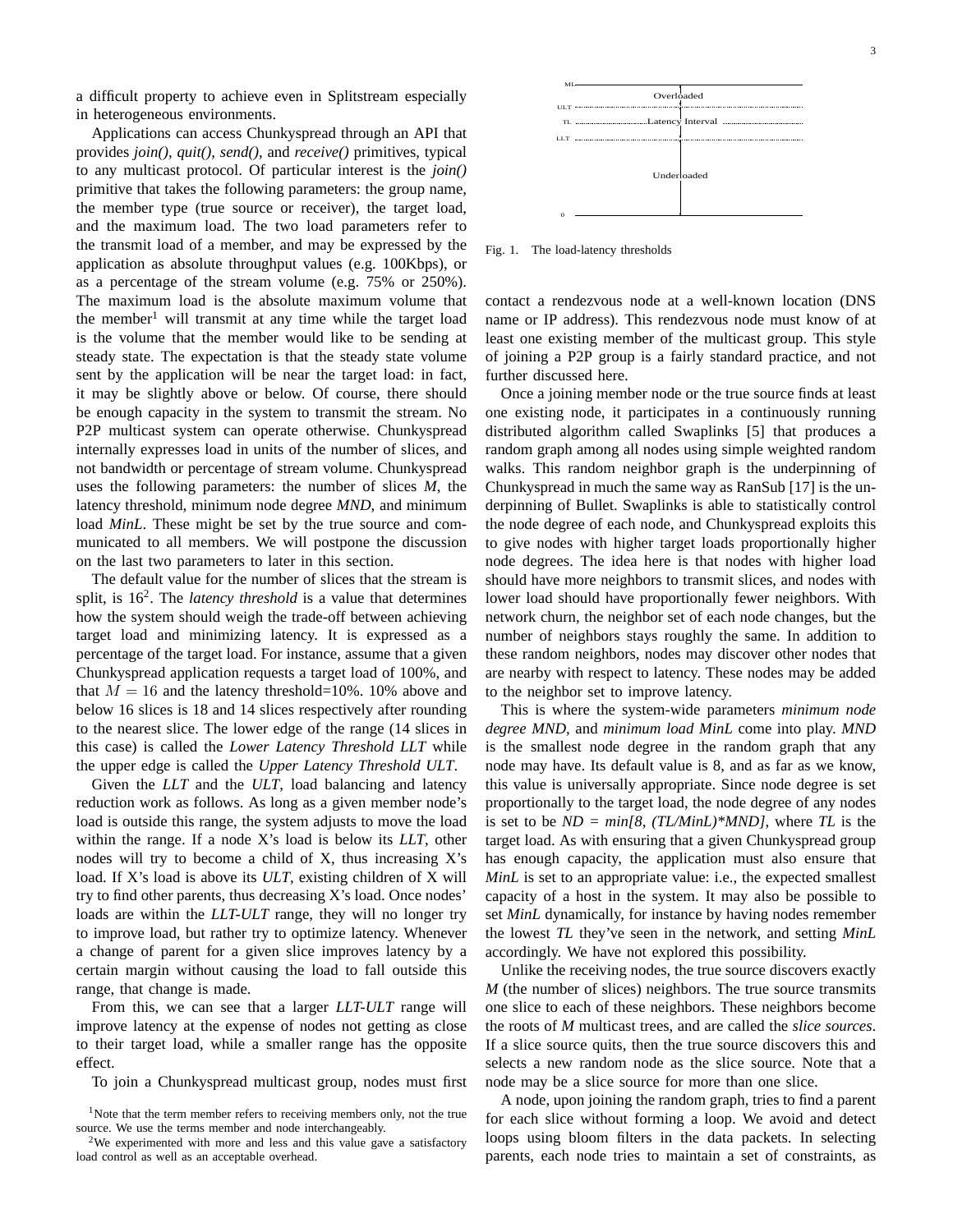a difficult property to achieve even in Splitstream especially in heterogeneous environments.

Applications can access Chunkyspread through an API that provides *join()*, *quit()*, *send()*, and *receive()* primitives, typical to any multicast protocol. Of particular interest is the *join()* primitive that takes the following parameters: the group name, the member type (true source or receiver), the target load, and the maximum load. The two load parameters refer to the transmit load of a member, and may be expressed by the application as absolute throughput values (e.g. 100Kbps), or as a percentage of the stream volume (e.g. 75% or 250%). The maximum load is the absolute maximum volume that the member[1] will transmit at any time while the target load is the volume that the member would like to be sending at steady state. The expectation is that the steady state volume sent by the application will be near the target load: in fact, it may be slightly above or below. Of course, there should be enough capacity in the system to transmit the stream. No P2P multicast system can operate otherwise. Chunkyspread internally expresses load in units of the number of slices, and not bandwidth or percentage of stream volume. Chunkyspread uses the following parameters: the number of slices *M*, the latency threshold, minimum node degree *MND*, and minimum load *MinL*. These might be set by the true source and communicated to all members. We will postpone the discussion on the last two parameters to later in this section.

The default value for the number of slices that the stream is split, is 16[2]. The *latency threshold* is a value that determines how the system should weigh the trade-off between achieving target load and minimizing latency. It is expressed as a percentage of the target load. For instance, assume that a given Chunkyspread application requests a target load of 100%, and that $M = 16$ and the latency threshold=10%. 10% above and below 16 slices is 18 and 14 slices respectively after rounding to the nearest slice. The lower edge of the range (14 slices in this case) is called the *Lower Latency Threshold LLT* while the upper edge is called the *Upper Latency Threshold ULT*.

Given the *LLT* and the *ULT*, load balancing and latency reduction work as follows. As long as a given member node's load is outside this range, the system adjusts to move the load within the range. If a node X's load is below its *LLT*, other nodes will try to become a child of X, thus increasing X's load. If X's load is above its *ULT*, existing children of X will try to find other parents, thus decreasing X's load. Once nodes' loads are within the *LLT-ULT* range, they will no longer try to improve load, but rather try to optimize latency. Whenever a change of parent for a given slice improves latency by a certain margin without causing the load to fall outside this range, that change is made.

From this, we can see that a larger *LLT-ULT* range will improve latency at the expense of nodes not getting as close to their target load, while a smaller range has the opposite effect.

To join a Chunkyspread multicast group, nodes must first contact a rendezvous node at a well-known location (DNS name or IP address). This rendezvous node must know of at least one existing member of the multicast group. This style of joining a P2P group is a fairly standard practice, and not further discussed here.

[1]Note that the term member refers to receiving members only, not the true source. We use the terms member and node interchangeably.

[2]We experimented with more and less and this value gave a satisfactory load control as well as an acceptable overhead.

Fig. 1. The load-latency thresholds

Once a joining member node or the true source finds at least one existing node, it participates in a continuously running distributed algorithm called Swaplinks [5] that produces a random graph among all nodes using simple weighted random walks. This random neighbor graph is the underpinning of Chunkyspread in much the same way as RanSub [17] is the underpinning of Bullet. Swaplinks is able to statistically control the node degree of each node, and Chunkyspread exploits this to give nodes with higher target loads proportionally higher node degrees. The idea here is that nodes with higher load should have more neighbors to transmit slices, and nodes with lower load should have proportionally fewer neighbors. With network churn, the neighbor set of each node changes, but the number of neighbors stays roughly the same. In addition to these random neighbors, nodes may discover other nodes that are nearby with respect to latency. These nodes may be added to the neighbor set to improve latency.

This is where the system-wide parameters *minimum node degree MND*, and *minimum load MinL* come into play. *MND* is the smallest node degree in the random graph that any node may have. Its default value is 8, and as far as we know, this value is universally appropriate. Since node degree is set proportionally to the target load, the node degree of any nodes is set to be *ND = min[8, (TL/MinL)\*MND]*, where *TL* is the target load. As with ensuring that a given Chunkyspread group has enough capacity, the application must also ensure that *MinL* is set to an appropriate value: i.e., the expected smallest capacity of a host in the system. It may also be possible to set *MinL* dynamically, for instance by having nodes remember the lowest *TL* they've seen in the network, and setting *MinL* accordingly. We have not explored this possibility.

Unlike the receiving nodes, the true source discovers exactly *M* (the number of slices) neighbors. The true source transmits one slice to each of these neighbors. These neighbors become the roots of *M* multicast trees, and are called the *slice sources*. If a slice source quits, then the true source discovers this and selects a new random node as the slice source. Note that a node may be a slice source for more than one slice.

A node, upon joining the random graph, tries to find a parent for each slice without forming a loop. We avoid and detect loops using bloom filters in the data packets. In selecting parents, each node tries to maintain a set of constraints, as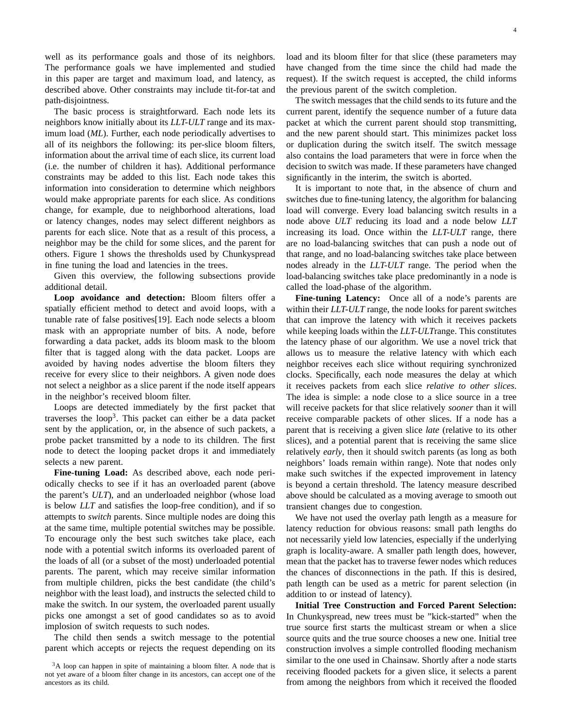well as its performance goals and those of its neighbors. The performance goals we have implemented and studied in this paper are target and maximum load, and latency, as described above. Other constraints may include tit-for-tat and path-disjointness.

The basic process is straightforward. Each node lets its neighbors know initially about its *LLT-ULT* range and its maximum load (*ML*). Further, each node periodically advertises to all of its neighbors the following: its per-slice bloom filters, information about the arrival time of each slice, its current load (i.e. the number of children it has). Additional performance constraints may be added to this list. Each node takes this information into consideration to determine which neighbors would make appropriate parents for each slice. As conditions change, for example, due to neighborhood alterations, load or latency changes, nodes may select different neighbors as parents for each slice. Note that as a result of this process, a neighbor may be the child for some slices, and the parent for others. Figure 1 shows the thresholds used by Chunkyspread in fine tuning the load and latencies in the trees.

Given this overview, the following subsections provide additional detail.

**Loop avoidance and detection:** Bloom filters offer a spatially efficient method to detect and avoid loops, with a tunable rate of false positives[19]. Each node selects a bloom mask with an appropriate number of bits. A node, before forwarding a data packet, adds its bloom mask to the bloom filter that is tagged along with the data packet. Loops are avoided by having nodes advertise the bloom filters they receive for every slice to their neighbors. A given node does not select a neighbor as a slice parent if the node itself appears in the neighbor's received bloom filter.

Loops are detected immediately by the first packet that traverses the loop[3]. This packet can either be a data packet sent by the application, or, in the absence of such packets, a probe packet transmitted by a node to its children. The first node to detect the looping packet drops it and immediately selects a new parent.

**Fine-tuning Load:** As described above, each node periodically checks to see if it has an overloaded parent (above the parent's *ULT*), and an underloaded neighbor (whose load is below *LLT* and satisfies the loop-free condition), and if so attempts to *switch* parents. Since multiple nodes are doing this at the same time, multiple potential switches may be possible. To encourage only the best such switches take place, each node with a potential switch informs its overloaded parent of the loads of all (or a subset of the most) underloaded potential parents. The parent, which may receive similar information from multiple children, picks the best candidate (the child's neighbor with the least load), and instructs the selected child to make the switch. In our system, the overloaded parent usually picks one amongst a set of good candidates so as to avoid implosion of switch requests to such nodes.

The child then sends a switch message to the potential parent which accepts or rejects the request depending on its load and its bloom filter for that slice (these parameters may have changed from the time since the child had made the request). If the switch request is accepted, the child informs the previous parent of the switch completion.

The switch messages that the child sends to its future and the current parent, identify the sequence number of a future data packet at which the current parent should stop transmitting, and the new parent should start. This minimizes packet loss or duplication during the switch itself. The switch message also contains the load parameters that were in force when the decision to switch was made. If these parameters have changed significantly in the interim, the switch is aborted.

It is important to note that, in the absence of churn and switches due to fine-tuning latency, the algorithm for balancing load will converge. Every load balancing switch results in a node above *ULT* reducing its load and a node below *LLT* increasing its load. Once within the *LLT-ULT* range, there are no load-balancing switches that can push a node out of that range, and no load-balancing switches take place between nodes already in the *LLT-ULT* range. The period when the load-balancing switches take place predominantly in a node is called the load-phase of the algorithm.

**Fine-tuning Latency:** Once all of a node's parents are within their *LLT-ULT* range, the node looks for parent switches that can improve the latency with which it receives packets while keeping loads within the *LLT-ULT*range. This constitutes the latency phase of our algorithm. We use a novel trick that allows us to measure the relative latency with which each neighbor receives each slice without requiring synchronized clocks. Specifically, each node measures the delay at which it receives packets from each slice *relative to other slices*. The idea is simple: a node close to a slice source in a tree will receive packets for that slice relatively *sooner* than it will receive comparable packets of other slices. If a node has a parent that is receiving a given slice *late* (relative to its other slices), and a potential parent that is receiving the same slice relatively *early*, then it should switch parents (as long as both neighbors' loads remain within range). Note that nodes only make such switches if the expected improvement in latency is beyond a certain threshold. The latency measure described above should be calculated as a moving average to smooth out transient changes due to congestion.

We have not used the overlay path length as a measure for latency reduction for obvious reasons: small path lengths do not necessarily yield low latencies, especially if the underlying graph is locality-aware. A smaller path length does, however, mean that the packet has to traverse fewer nodes which reduces the chances of disconnections in the path. If this is desired, path length can be used as a metric for parent selection (in addition to or instead of latency).

**Initial Tree Construction and Forced Parent Selection:** In Chunkyspread, new trees must be "kick-started" when the true source first starts the multicast stream or when a slice source quits and the true source chooses a new one. Initial tree construction involves a simple controlled flooding mechanism similar to the one used in Chainsaw. Shortly after a node starts receiving flooded packets for a given slice, it selects a parent from among the neighbors from which it received the flooded

[3]A loop can happen in spite of maintaining a bloom filter. A node that is not yet aware of a bloom filter change in its ancestors, can accept one of the ancestors as its child.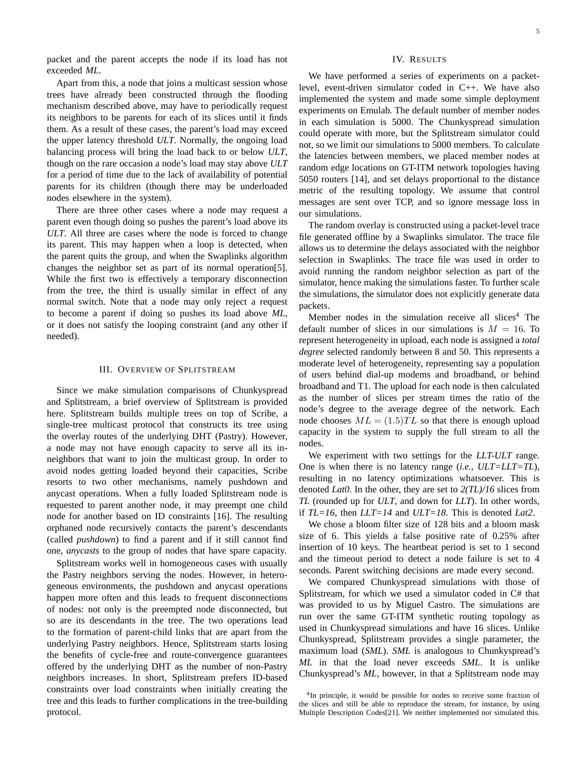packet and the parent accepts the node if its load has not exceeded *ML*.

Apart from this, a node that joins a multicast session whose trees have already been constructed through the flooding mechanism described above, may have to periodically request its neighbors to be parents for each of its slices until it finds them. As a result of these cases, the parent's load may exceed the upper latency threshold *ULT*. Normally, the ongoing load balancing process will bring the load back to or below *ULT*, though on the rare occasion a node's load may stay above *ULT* for a period of time due to the lack of availability of potential parents for its children (though there may be underloaded nodes elsewhere in the system).

There are three other cases where a node may request a parent even though doing so pushes the parent's load above its *ULT*. All three are cases where the node is forced to change its parent. This may happen when a loop is detected, when the parent quits the group, and when the Swaplinks algorithm changes the neighbor set as part of its normal operation[5]. While the first two is effectively a temporary disconnection from the tree, the third is usually similar in effect of any normal switch. Note that a node may only reject a request to become a parent if doing so pushes its load above *ML*, or it does not satisfy the looping constraint (and any other if needed).

## III. Overview of Splitstream

Since we make simulation comparisons of Chunkyspread and Splitstream, a brief overview of Splitstream is provided here. Splitstream builds multiple trees on top of Scribe, a single-tree multicast protocol that constructs its tree using the overlay routes of the underlying DHT (Pastry). However, a node may not have enough capacity to serve all its in-neighbors that want to join the multicast group. In order to avoid nodes getting loaded beyond their capacities, Scribe resorts to two other mechanisms, namely pushdown and anycast operations. When a fully loaded Splitstream node is requested to parent another node, it may preempt one child node for another based on ID constraints [16]. The resulting orphaned node recursively contacts the parent's descendants (called *pushdown*) to find a parent and if it still cannot find one, *anycasts* to the group of nodes that have spare capacity.

Splitstream works well in homogeneous cases with usually the Pastry neighbors serving the nodes. However, in heterogeneous environments, the pushdown and anycast operations happen more often and this leads to frequent disconnections of nodes: not only is the preempted node disconnected, but so are its descendants in the tree. The two operations lead to the formation of parent-child links that are apart from the underlying Pastry neighbors. Hence, Splitstream starts losing the benefits of cycle-free and route-convergence guarantees offered by the underlying DHT as the number of non-Pastry neighbors increases. In short, Splitstream prefers ID-based constraints over load constraints when initially creating the tree and this leads to further complications in the tree-building protocol.

## IV. Results

We have performed a series of experiments on a packet-level, event-driven simulator coded in C++. We have also implemented the system and made some simple deployment experiments on Emulab. The default number of member nodes in each simulation is 5000. The Chunkyspread simulation could operate with more, but the Splitstream simulator could not, so we limit our simulations to 5000 members. To calculate the latencies between members, we placed member nodes at random edge locations on GT-ITM network topologies having 5050 routers [14], and set delays proportional to the distance metric of the resulting topology. We assume that control messages are sent over TCP, and so ignore message loss in our simulations.

The random overlay is constructed using a packet-level trace file generated offline by a Swaplinks simulator. The trace file allows us to determine the delays associated with the neighbor selection in Swaplinks. The trace file was used in order to avoid running the random neighbor selection as part of the simulator, hence making the simulations faster. To further scale the simulations, the simulator does not explicitly generate data packets.

Member nodes in the simulation receive all slices[4] The default number of slices in our simulations is $M = 16$. To represent heterogeneity in upload, each node is assigned a *total degree* selected randomly between 8 and 50. This represents a moderate level of heterogeneity, representing say a population of users behind dial-up modems and broadband, or behind broadband and T1. The upload for each node is then calculated as the number of slices per stream times the ratio of the node's degree to the average degree of the network. Each node chooses $ML = (1.5)TL$ so that there is enough upload capacity in the system to supply the full stream to all the nodes.

We experiment with two settings for the *LLT*-*ULT* range. One is when there is no latency range (*i.e.*, *ULT=LLT=TL*), resulting in no latency optimizations whatsoever. This is denoted *Lat0*. In the other, they are set to *2(TL)/16* slices from *TL* (rounded up for *ULT*, and down for *LLT*). In other words, if *TL=16*, then *LLT=14* and *ULT=18*. This is denoted *Lat2*.

We chose a bloom filter size of 128 bits and a bloom mask size of 6. This yields a false positive rate of 0.25% after insertion of 10 keys. The heartbeat period is set to 1 second and the timeout period to detect a node failure is set to 4 seconds. Parent switching decisions are made every second.

We compared Chunkyspread simulations with those of Splitstream, for which we used a simulator coded in C# that was provided to us by Miguel Castro. The simulations are run over the same GT-ITM synthetic routing topology as used in Chunkyspread simulations and have 16 slices. Unlike Chunkyspread, Splitstream provides a single parameter, the maximum load (*SML*). *SML* is analogous to Chunkyspread's *ML* in that the load never exceeds *SML*. It is unlike Chunkyspread's *ML*, however, in that a Splitstream node may

[4] In principle, it would be possible for nodes to receive some fraction of the slices and still be able to reproduce the stream, for instance, by using Multiple Description Codes[21]. We neither implemented nor simulated this.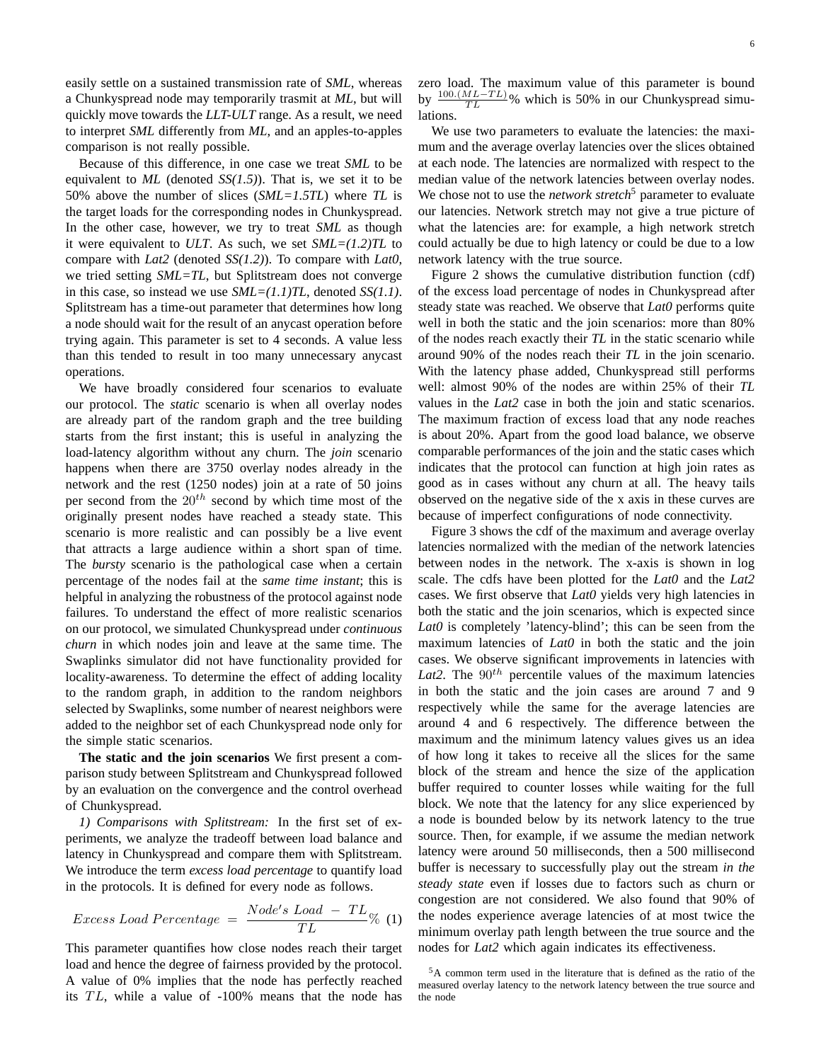easily settle on a sustained transmission rate of *SML*, whereas a Chunkyspread node may temporarily trasmit at *ML*, but will quickly move towards the *LLT-ULT* range. As a result, we need to interpret *SML* differently from *ML*, and an apples-to-apples comparison is not really possible.

Because of this difference, in one case we treat *SML* to be equivalent to *ML* (denoted *SS(1.5)*). That is, we set it to be 50% above the number of slices (*SML=1.5TL*) where *TL* is the target loads for the corresponding nodes in Chunkyspread. In the other case, however, we try to treat *SML* as though it were equivalent to *ULT*. As such, we set *SML=(1.2)TL* to compare with *Lat2* (denoted *SS(1.2)*). To compare with *Lat0*, we tried setting *SML=TL*, but Splitstream does not converge in this case, so instead we use *SML=(1.1)TL*, denoted *SS(1.1)*. Splitstream has a time-out parameter that determines how long a node should wait for the result of an anycast operation before trying again. This parameter is set to 4 seconds. A value less than this tended to result in too many unnecessary anycast operations.

We have broadly considered four scenarios to evaluate our protocol. The *static* scenario is when all overlay nodes are already part of the random graph and the tree building starts from the first instant; this is useful in analyzing the load-latency algorithm without any churn. The *join* scenario happens when there are 3750 overlay nodes already in the network and the rest (1250 nodes) join at a rate of 50 joins per second from the $20^{th}$ second by which time most of the originally present nodes have reached a steady state. This scenario is more realistic and can possibly be a live event that attracts a large audience within a short span of time. The *bursty* scenario is the pathological case when a certain percentage of the nodes fail at the *same time instant*; this is helpful in analyzing the robustness of the protocol against node failures. To understand the effect of more realistic scenarios on our protocol, we simulated Chunkyspread under *continuous churn* in which nodes join and leave at the same time. The Swaplinks simulator did not have functionality provided for locality-awareness. To determine the effect of adding locality to the random graph, in addition to the random neighbors selected by Swaplinks, some number of nearest neighbors were added to the neighbor set of each Chunkyspread node only for the simple static scenarios.

**The static and the join scenarios** We first present a comparison study between Splitstream and Chunkyspread followed by an evaluation on the convergence and the control overhead of Chunkyspread.

*1) Comparisons with Splitstream:* In the first set of experiments, we analyze the tradeoff between load balance and latency in Chunkyspread and compare them with Splitstream. We introduce the term *excess load percentage* to quantify load in the protocols. It is defined for every node as follows.

$$Excess\ Load\ Percentage\ =\ \frac{Node's\ Load\ -\ TL}{TL}\% \quad (1)$$

This parameter quantifies how close nodes reach their target load and hence the degree of fairness provided by the protocol. A value of 0% implies that the node has perfectly reached its $TL$, while a value of -100% means that the node has zero load. The maximum value of this parameter is bound by $\frac{100.(ML-TL)}{TL}$% which is 50% in our Chunkyspread simulations.

We use two parameters to evaluate the latencies: the maximum and the average overlay latencies over the slices obtained at each node. The latencies are normalized with respect to the median value of the network latencies between overlay nodes. We chose not to use the *network stretch*[5] parameter to evaluate our latencies. Network stretch may not give a true picture of what the latencies are: for example, a high network stretch could actually be due to high latency or could be due to a low network latency with the true source.

Figure 2 shows the cumulative distribution function (cdf) of the excess load percentage of nodes in Chunkyspread after steady state was reached. We observe that *Lat0* performs quite well in both the static and the join scenarios: more than 80% of the nodes reach exactly their *TL* in the static scenario while around 90% of the nodes reach their *TL* in the join scenario. With the latency phase added, Chunkyspread still performs well: almost 90% of the nodes are within 25% of their *TL* values in the *Lat2* case in both the join and static scenarios. The maximum fraction of excess load that any node reaches is about 20%. Apart from the good load balance, we observe comparable performances of the join and the static cases which indicates that the protocol can function at high join rates as good as in cases without any churn at all. The heavy tails observed on the negative side of the x axis in these curves are because of imperfect configurations of node connectivity.

Figure 3 shows the cdf of the maximum and average overlay latencies normalized with the median of the network latencies between nodes in the network. The x-axis is shown in log scale. The cdfs have been plotted for the *Lat0* and the *Lat2* cases. We first observe that *Lat0* yields very high latencies in both the static and the join scenarios, which is expected since *Lat0* is completely 'latency-blind'; this can be seen from the maximum latencies of *Lat0* in both the static and the join cases. We observe significant improvements in latencies with *Lat2*. The $90^{th}$ percentile values of the maximum latencies in both the static and the join cases are around 7 and 9 respectively while the same for the average latencies are around 4 and 6 respectively. The difference between the maximum and the minimum latency values gives us an idea of how long it takes to receive all the slices for the same block of the stream and hence the size of the application buffer required to counter losses while waiting for the full block. We note that the latency for any slice experienced by a node is bounded below by its network latency to the true source. Then, for example, if we assume the median network latency were around 50 milliseconds, then a 500 millisecond buffer is necessary to successfully play out the stream *in the steady state* even if losses due to factors such as churn or congestion are not considered. We also found that 90% of the nodes experience average latencies of at most twice the minimum overlay path length between the true source and the nodes for *Lat2* which again indicates its effectiveness.

[5] A common term used in the literature that is defined as the ratio of the measured overlay latency to the network latency between the true source and the node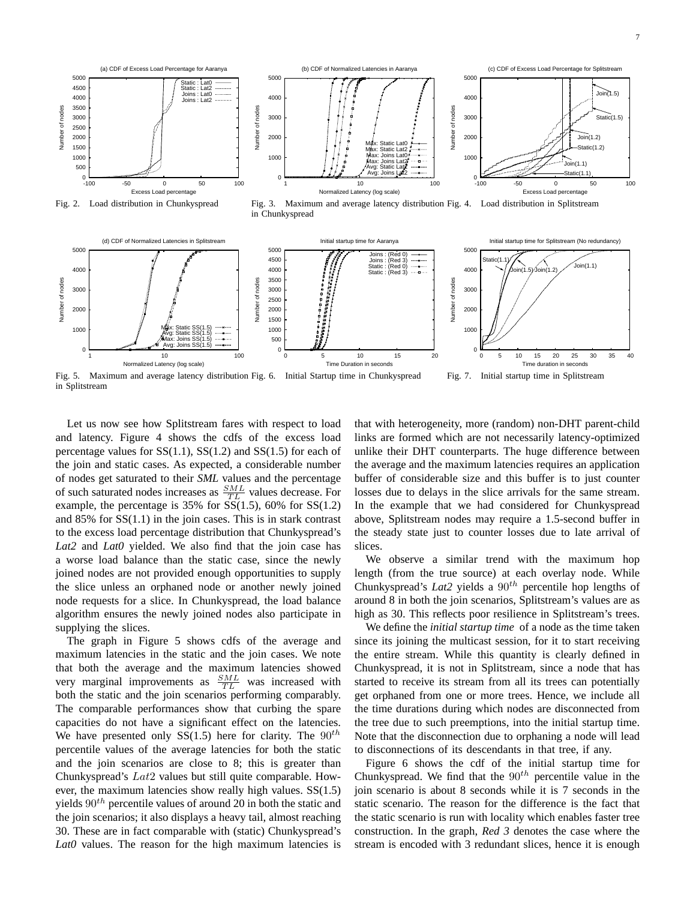Fig. 2. Load distribution in Chunkyspread

Fig. 3. Maximum and average latency distribution in Chunkyspread

Fig. 4. Load distribution in Splitstream

Fig. 5. Maximum and average latency distribution in Splitstream

Fig. 6. Initial Startup time in Chunkyspread

Fig. 7. Initial startup time in Splitstream

Let us now see how Splitstream fares with respect to load and latency. Figure 4 shows the cdfs of the excess load percentage values for SS(1.1), SS(1.2) and SS(1.5) for each of the join and static cases. As expected, a considerable number of nodes get saturated to their *SML* values and the percentage of such saturated nodes increases as $\frac{SML}{TL}$ values decrease. For example, the percentage is 35% for SS(1.5), 60% for SS(1.2) and 85% for SS(1.1) in the join cases. This is in stark contrast to the excess load percentage distribution that Chunkyspread's *Lat2* and *Lat0* yielded. We also find that the join case has a worse load balance than the static case, since the newly joined nodes are not provided enough opportunities to supply the slice unless an orphaned node or another newly joined node requests for a slice. In Chunkyspread, the load balance algorithm ensures the newly joined nodes also participate in supplying the slices.

The graph in Figure 5 shows cdfs of the average and maximum latencies in the static and the join cases. We note that both the average and the maximum latencies showed very marginal improvements as $\frac{SML}{TL}$ was increased with both the static and the join scenarios performing comparably. The comparable performances show that curbing the spare capacities do not have a significant effect on the latencies. We have presented only SS(1.5) here for clarity. The $90^{th}$ percentile values of the average latencies for both the static and the join scenarios are close to 8; this is greater than Chunkyspread's $Lat2$ values but still quite comparable. However, the maximum latencies show really high values. SS(1.5) yields $90^{th}$ percentile values of around 20 in both the static and the join scenarios; it also displays a heavy tail, almost reaching 30. These are in fact comparable with (static) Chunkyspread's *Lat0* values. The reason for the high maximum latencies is that with heterogeneity, more (random) non-DHT parent-child links are formed which are not necessarily latency-optimized unlike their DHT counterparts. The huge difference between the average and the maximum latencies requires an application buffer of considerable size and this buffer is to just counter losses due to delays in the slice arrivals for the same stream. In the example that we had considered for Chunkyspread above, Splitstream nodes may require a 1.5-second buffer in the steady state just to counter losses due to late arrival of slices.

We observe a similar trend with the maximum hop length (from the true source) at each overlay node. While Chunkyspread's *Lat2* yields a $90^{th}$ percentile hop lengths of around 8 in both the join scenarios, Splitstream's values are as high as 30. This reflects poor resilience in Splitstream's trees.

We define the *initial startup time* of a node as the time taken since its joining the multicast session, for it to start receiving the entire stream. While this quantity is clearly defined in Chunkyspread, it is not in Splitstream, since a node that has started to receive its stream from all its trees can potentially get orphaned from one or more trees. Hence, we include all the time durations during which nodes are disconnected from the tree due to such preemptions, into the initial startup time. Note that the disconnection due to orphaning a node will lead to disconnections of its descendants in that tree, if any.

Figure 6 shows the cdf of the initial startup time for Chunkyspread. We find that the $90^{th}$ percentile value in the join scenario is about 8 seconds while it is 7 seconds in the static scenario. The reason for the difference is the fact that the static scenario is run with locality which enables faster tree construction. In the graph, *Red 3* denotes the case where the stream is encoded with 3 redundant slices, hence it is enough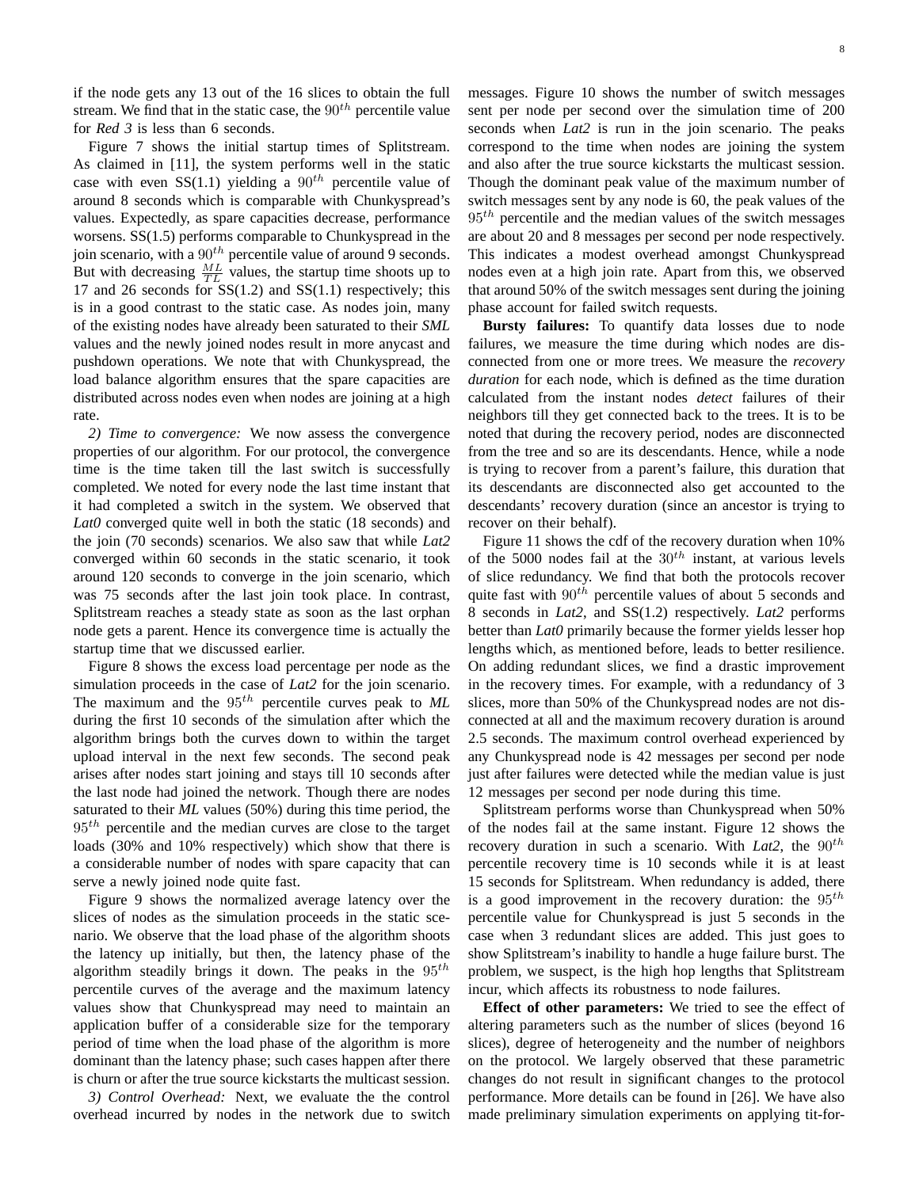if the node gets any 13 out of the 16 slices to obtain the full stream. We find that in the static case, the $90^{th}$ percentile value for *Red 3* is less than 6 seconds.

Figure 7 shows the initial startup times of Splitstream. As claimed in [11], the system performs well in the static case with even SS(1.1) yielding a $90^{th}$ percentile value of around 8 seconds which is comparable with Chunkyspread's values. Expectedly, as spare capacities decrease, performance worsens. SS(1.5) performs comparable to Chunkyspread in the join scenario, with a $90^{th}$ percentile value of around 9 seconds. But with decreasing $\frac{ML}{TL}$ values, the startup time shoots up to 17 and 26 seconds for SS(1.2) and SS(1.1) respectively; this is in a good contrast to the static case. As nodes join, many of the existing nodes have already been saturated to their *SML* values and the newly joined nodes result in more anycast and pushdown operations. We note that with Chunkyspread, the load balance algorithm ensures that the spare capacities are distributed across nodes even when nodes are joining at a high rate.

*2) Time to convergence:* We now assess the convergence properties of our algorithm. For our protocol, the convergence time is the time taken till the last switch is successfully completed. We noted for every node the last time instant that it had completed a switch in the system. We observed that *Lat0* converged quite well in both the static (18 seconds) and the join (70 seconds) scenarios. We also saw that while *Lat2* converged within 60 seconds in the static scenario, it took around 120 seconds to converge in the join scenario, which was 75 seconds after the last join took place. In contrast, Splitstream reaches a steady state as soon as the last orphan node gets a parent. Hence its convergence time is actually the startup time that we discussed earlier.

Figure 8 shows the excess load percentage per node as the simulation proceeds in the case of *Lat2* for the join scenario. The maximum and the $95^{th}$ percentile curves peak to *ML* during the first 10 seconds of the simulation after which the algorithm brings both the curves down to within the target upload interval in the next few seconds. The second peak arises after nodes start joining and stays till 10 seconds after the last node had joined the network. Though there are nodes saturated to their *ML* values (50%) during this time period, the $95^{th}$ percentile and the median curves are close to the target loads (30% and 10% respectively) which show that there is a considerable number of nodes with spare capacity that can serve a newly joined node quite fast.

Figure 9 shows the normalized average latency over the slices of nodes as the simulation proceeds in the static scenario. We observe that the load phase of the algorithm shoots the latency up initially, but then, the latency phase of the algorithm steadily brings it down. The peaks in the $95^{th}$ percentile curves of the average and the maximum latency values show that Chunkyspread may need to maintain an application buffer of a considerable size for the temporary period of time when the load phase of the algorithm is more dominant than the latency phase; such cases happen after there is churn or after the true source kickstarts the multicast session.

*3) Control Overhead:* Next, we evaluate the the control overhead incurred by nodes in the network due to switch messages. Figure 10 shows the number of switch messages sent per node per second over the simulation time of 200 seconds when *Lat2* is run in the join scenario. The peaks correspond to the time when nodes are joining the system and also after the true source kickstarts the multicast session. Though the dominant peak value of the maximum number of switch messages sent by any node is 60, the peak values of the $95^{th}$ percentile and the median values of the switch messages are about 20 and 8 messages per second per node respectively. This indicates a modest overhead amongst Chunkyspread nodes even at a high join rate. Apart from this, we observed that around 50% of the switch messages sent during the joining phase account for failed switch requests.

**Bursty failures:** To quantify data losses due to node failures, we measure the time during which nodes are disconnected from one or more trees. We measure the *recovery duration* for each node, which is defined as the time duration calculated from the instant nodes *detect* failures of their neighbors till they get connected back to the trees. It is to be noted that during the recovery period, nodes are disconnected from the tree and so are its descendants. Hence, while a node is trying to recover from a parent's failure, this duration that its descendants are disconnected also get accounted to the descendants' recovery duration (since an ancestor is trying to recover on their behalf).

Figure 11 shows the cdf of the recovery duration when 10% of the 5000 nodes fail at the $30^{th}$ instant, at various levels of slice redundancy. We find that both the protocols recover quite fast with $90^{th}$ percentile values of about 5 seconds and 8 seconds in *Lat2*, and SS(1.2) respectively. *Lat2* performs better than *Lat0* primarily because the former yields lesser hop lengths which, as mentioned before, leads to better resilience. On adding redundant slices, we find a drastic improvement in the recovery times. For example, with a redundancy of 3 slices, more than 50% of the Chunkyspread nodes are not disconnected at all and the maximum recovery duration is around 2.5 seconds. The maximum control overhead experienced by any Chunkyspread node is 42 messages per second per node just after failures were detected while the median value is just 12 messages per second per node during this time.

Splitstream performs worse than Chunkyspread when 50% of the nodes fail at the same instant. Figure 12 shows the recovery duration in such a scenario. With *Lat2*, the $90^{th}$ percentile recovery time is 10 seconds while it is at least 15 seconds for Splitstream. When redundancy is added, there is a good improvement in the recovery duration: the $95^{th}$ percentile value for Chunkyspread is just 5 seconds in the case when 3 redundant slices are added. This just goes to show Splitstream's inability to handle a huge failure burst. The problem, we suspect, is the high hop lengths that Splitstream incur, which affects its robustness to node failures.

**Effect of other parameters:** We tried to see the effect of altering parameters such as the number of slices (beyond 16 slices), degree of heterogeneity and the number of neighbors on the protocol. We largely observed that these parametric changes do not result in significant changes to the protocol performance. More details can be found in [26]. We have also made preliminary simulation experiments on applying tit-for-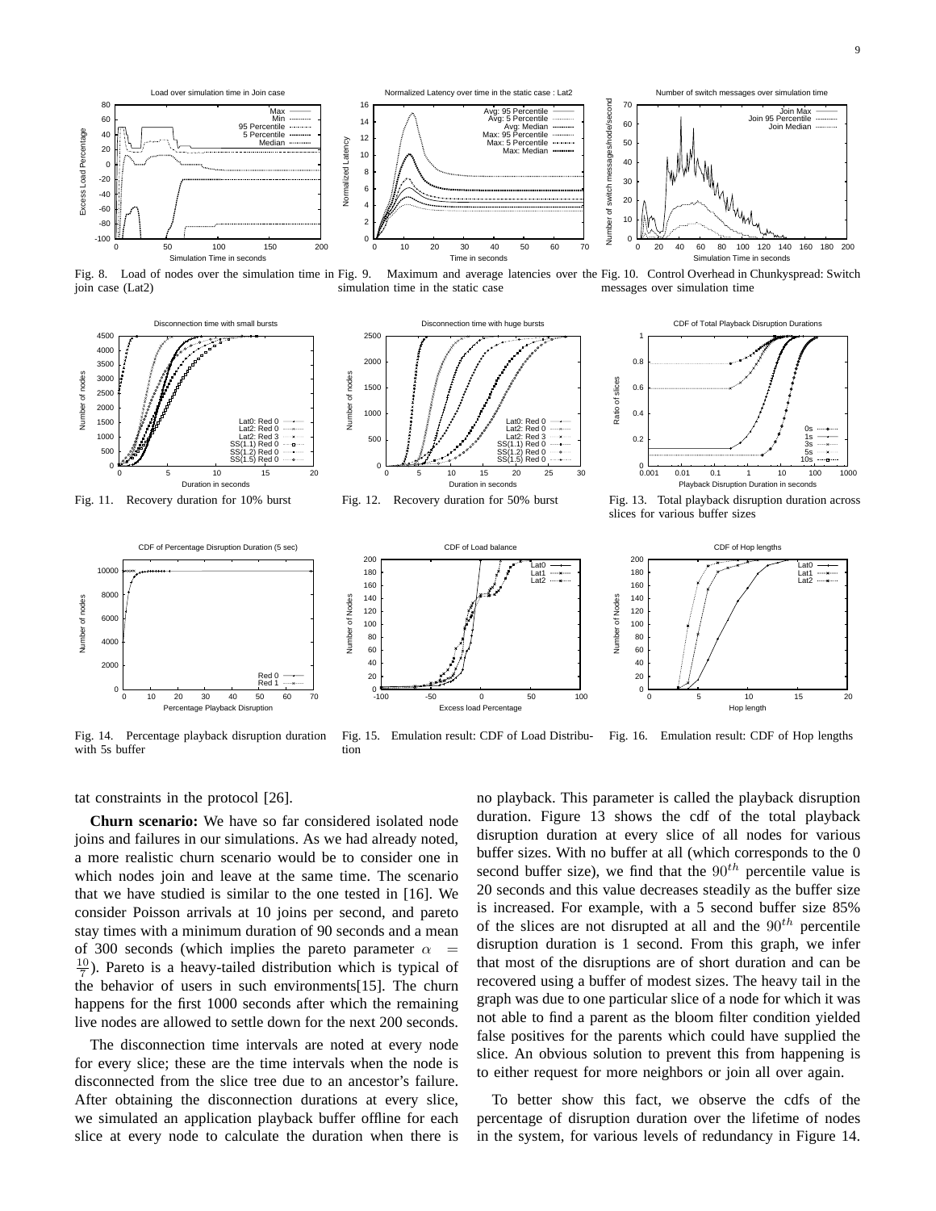Fig. 8. Load of nodes over the simulation time in join case (Lat2)

Fig. 9. Maximum and average latencies over the simulation time in the static case

Fig. 10. Control Overhead in Chunkyspread: Switch messages over simulation time

Fig. 11. Recovery duration for 10% burst

Fig. 12. Recovery duration for 50% burst

Fig. 13. Total playback disruption duration across slices for various buffer sizes

Fig. 14. Percentage playback disruption duration with 5s buffer

Fig. 15. Emulation result: CDF of Load Distribution

Fig. 16. Emulation result: CDF of Hop lengths

tat constraints in the protocol [26].

**Churn scenario:** We have so far considered isolated node joins and failures in our simulations. As we had already noted, a more realistic churn scenario would be to consider one in which nodes join and leave at the same time. The scenario that we have studied is similar to the one tested in [16]. We consider Poisson arrivals at 10 joins per second, and pareto stay times with a minimum duration of 90 seconds and a mean of 300 seconds (which implies the pareto parameter $\alpha = \frac{10}{7}$). Pareto is a heavy-tailed distribution which is typical of the behavior of users in such environments[15]. The churn happens for the first 1000 seconds after which the remaining live nodes are allowed to settle down for the next 200 seconds.

The disconnection time intervals are noted at every node for every slice; these are the time intervals when the node is disconnected from the slice tree due to an ancestor's failure. After obtaining the disconnection durations at every slice, we simulated an application playback buffer offline for each slice at every node to calculate the duration when there is no playback. This parameter is called the playback disruption duration. Figure 13 shows the cdf of the total playback disruption duration at every slice of all nodes for various buffer sizes. With no buffer at all (which corresponds to the 0 second buffer size), we find that the $90^{th}$ percentile value is 20 seconds and this value decreases steadily as the buffer size is increased. For example, with a 5 second buffer size 85% of the slices are not disrupted at all and the $90^{th}$ percentile disruption duration is 1 second. From this graph, we infer that most of the disruptions are of short duration and can be recovered using a buffer of modest sizes. The heavy tail in the graph was due to one particular slice of a node for which it was not able to find a parent as the bloom filter condition yielded false positives for the parents which could have supplied the slice. An obvious solution to prevent this from happening is to either request for more neighbors or join all over again.

To better show this fact, we observe the cdfs of the percentage of disruption duration over the lifetime of nodes in the system, for various levels of redundancy in Figure 14.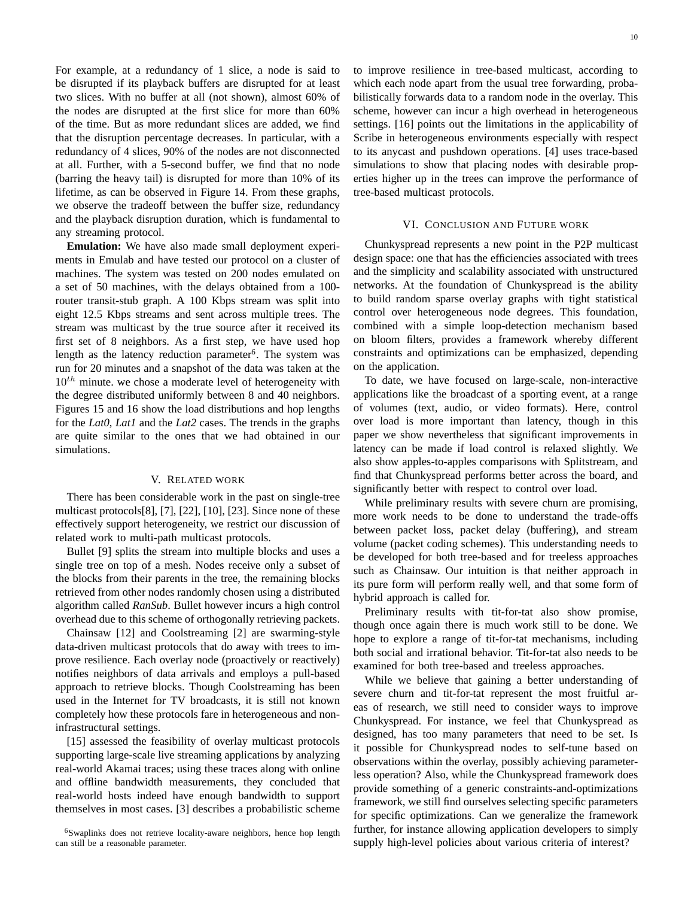For example, at a redundancy of 1 slice, a node is said to be disrupted if its playback buffers are disrupted for at least two slices. With no buffer at all (not shown), almost 60% of the nodes are disrupted at the first slice for more than 60% of the time. But as more redundant slices are added, we find that the disruption percentage decreases. In particular, with a redundancy of 4 slices, 90% of the nodes are not disconnected at all. Further, with a 5-second buffer, we find that no node (barring the heavy tail) is disrupted for more than 10% of its lifetime, as can be observed in Figure 14. From these graphs, we observe the tradeoff between the buffer size, redundancy and the playback disruption duration, which is fundamental to any streaming protocol.

**Emulation:** We have also made small deployment experiments in Emulab and have tested our protocol on a cluster of machines. The system was tested on 200 nodes emulated on a set of 50 machines, with the delays obtained from a 100-router transit-stub graph. A 100 Kbps stream was split into eight 12.5 Kbps streams and sent across multiple trees. The stream was multicast by the true source after it received its first set of 8 neighbors. As a first step, we have used hop length as the latency reduction parameter[6]. The system was run for 20 minutes and a snapshot of the data was taken at the $10^{th}$ minute. we chose a moderate level of heterogeneity with the degree distributed uniformly between 8 and 40 neighbors. Figures 15 and 16 show the load distributions and hop lengths for the *Lat0*, *Lat1* and the *Lat2* cases. The trends in the graphs are quite similar to the ones that we had obtained in our simulations.

## V. Related work

There has been considerable work in the past on single-tree multicast protocols[8], [7], [22], [10], [23]. Since none of these effectively support heterogeneity, we restrict our discussion of related work to multi-path multicast protocols.

Bullet [9] splits the stream into multiple blocks and uses a single tree on top of a mesh. Nodes receive only a subset of the blocks from their parents in the tree, the remaining blocks retrieved from other nodes randomly chosen using a distributed algorithm called *RanSub*. Bullet however incurs a high control overhead due to this scheme of orthogonally retrieving packets.

Chainsaw [12] and Coolstreaming [2] are swarming-style data-driven multicast protocols that do away with trees to improve resilience. Each overlay node (proactively or reactively) notifies neighbors of data arrivals and employs a pull-based approach to retrieve blocks. Though Coolstreaming has been used in the Internet for TV broadcasts, it is still not known completely how these protocols fare in heterogeneous and non-infrastructural settings.

[15] assessed the feasibility of overlay multicast protocols supporting large-scale live streaming applications by analyzing real-world Akamai traces; using these traces along with online and offline bandwidth measurements, they concluded that real-world hosts indeed have enough bandwidth to support themselves in most cases. [3] describes a probabilistic scheme to improve resilience in tree-based multicast, according to which each node apart from the usual tree forwarding, probabilistically forwards data to a random node in the overlay. This scheme, however can incur a high overhead in heterogeneous settings. [16] points out the limitations in the applicability of Scribe in heterogeneous environments especially with respect to its anycast and pushdown operations. [4] uses trace-based simulations to show that placing nodes with desirable properties higher up in the trees can improve the performance of tree-based multicast protocols.

[6] Swaplinks does not retrieve locality-aware neighbors, hence hop length can still be a reasonable parameter.

## VI. Conclusion and Future work

Chunkyspread represents a new point in the P2P multicast design space: one that has the efficiencies associated with trees and the simplicity and scalability associated with unstructured networks. At the foundation of Chunkyspread is the ability to build random sparse overlay graphs with tight statistical control over heterogeneous node degrees. This foundation, combined with a simple loop-detection mechanism based on bloom filters, provides a framework whereby different constraints and optimizations can be emphasized, depending on the application.

To date, we have focused on large-scale, non-interactive applications like the broadcast of a sporting event, at a range of volumes (text, audio, or video formats). Here, control over load is more important than latency, though in this paper we show nevertheless that significant improvements in latency can be made if load control is relaxed slightly. We also show apples-to-apples comparisons with Splitstream, and find that Chunkyspread performs better across the board, and significantly better with respect to control over load.

While preliminary results with severe churn are promising, more work needs to be done to understand the trade-offs between packet loss, packet delay (buffering), and stream volume (packet coding schemes). This understanding needs to be developed for both tree-based and for treeless approaches such as Chainsaw. Our intuition is that neither approach in its pure form will perform really well, and that some form of hybrid approach is called for.

Preliminary results with tit-for-tat also show promise, though once again there is much work still to be done. We hope to explore a range of tit-for-tat mechanisms, including both social and irrational behavior. Tit-for-tat also needs to be examined for both tree-based and treeless approaches.

While we believe that gaining a better understanding of severe churn and tit-for-tat represent the most fruitful areas of research, we still need to consider ways to improve Chunkyspread. For instance, we feel that Chunkyspread as designed, has too many parameters that need to be set. Is it possible for Chunkyspread nodes to self-tune based on observations within the overlay, possibly achieving parameterless operation? Also, while the Chunkyspread framework does provide something of a generic constraints-and-optimizations framework, we still find ourselves selecting specific parameters for specific optimizations. Can we generalize the framework further, for instance allowing application developers to simply supply high-level policies about various criteria of interest?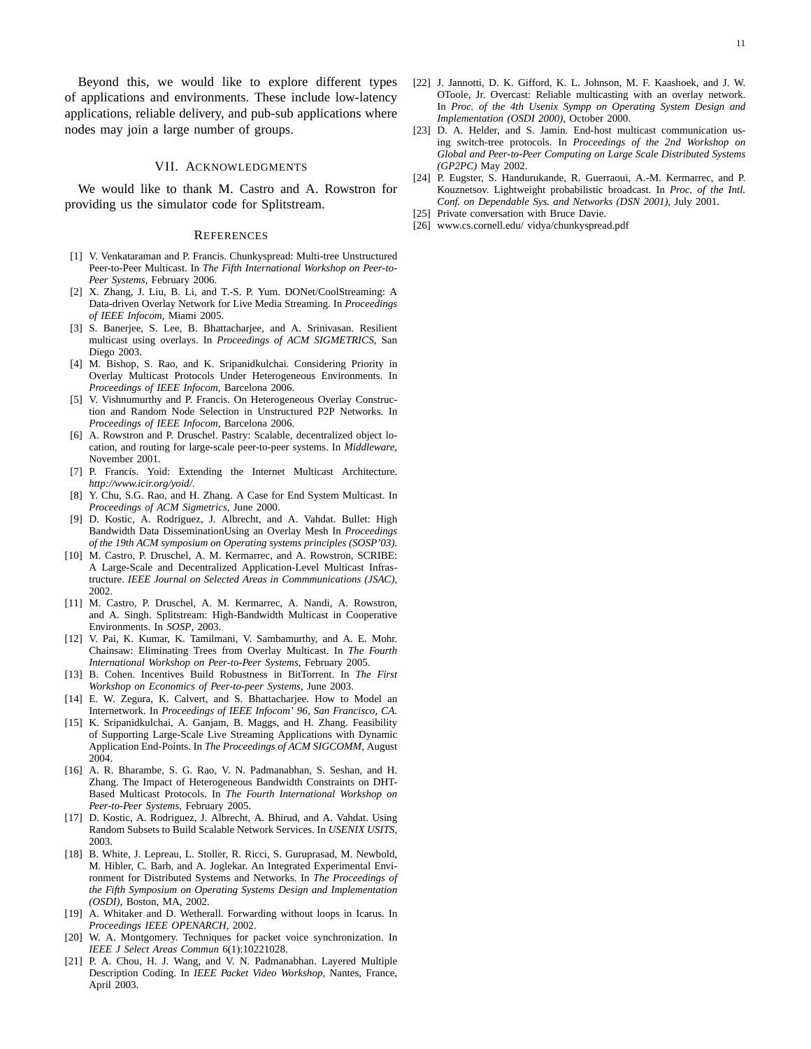Beyond this, we would like to explore different types of applications and environments. These include low-latency applications, reliable delivery, and pub-sub applications where nodes may join a large number of groups.

## VII. Acknowledgments

We would like to thank M. Castro and A. Rowstron for providing us the simulator code for Splitstream.

## References

[1] V. Venkataraman and P. Francis. Chunkyspread: Multi-tree Unstructured Peer-to-Peer Multicast. In *The Fifth International Workshop on Peer-to-Peer Systems*, February 2006.

[2] X. Zhang, J. Liu, B. Li, and T.-S. P. Yum. DONet/CoolStreaming: A Data-driven Overlay Network for Live Media Streaming. In *Proceedings of IEEE Infocom*, Miami 2005.

[3] S. Banerjee, S. Lee, B. Bhattacharjee, and A. Srinivasan. Resilient multicast using overlays. In *Proceedings of ACM SIGMETRICS*, San Diego 2003.

[4] M. Bishop, S. Rao, and K. Sripanidkulchai. Considering Priority in Overlay Multicast Protocols Under Heterogeneous Environments. In *Proceedings of IEEE Infocom*, Barcelona 2006.

[5] V. Vishnumurthy and P. Francis. On Heterogeneous Overlay Construction and Random Node Selection in Unstructured P2P Networks. In *Proceedings of IEEE Infocom*, Barcelona 2006.

[6] A. Rowstron and P. Druschel. Pastry: Scalable, decentralized object location, and routing for large-scale peer-to-peer systems. In *Middleware*, November 2001.

[7] P. Francis. Yoid: Extending the Internet Multicast Architecture. *http://www.icir.org/yoid/*.

[8] Y. Chu, S.G. Rao, and H. Zhang. A Case for End System Multicast. In *Proceedings of ACM Sigmetrics*, June 2000.

[9] D. Kostic, A. Rodriguez, J. Albrecht, and A. Vahdat. Bullet: High Bandwidth Data DisseminationUsing an Overlay Mesh In *Proceedings of the 19th ACM symposium on Operating systems principles (SOSP'03)*.

[10] M. Castro, P. Druschel, A. M. Kermarrec, and A. Rowstron, SCRIBE: A Large-Scale and Decentralized Application-Level Multicast Infrastructure. *IEEE Journal on Selected Areas in Commmunications (JSAC)*, 2002.

[11] M. Castro, P. Druschel, A. M. Kermarrec, A. Nandi, A. Rowstron, and A. Singh. Splitstream: High-Bandwidth Multicast in Cooperative Environments. In *SOSP*, 2003.

[12] V. Pai, K. Kumar, K. Tamilmani, V. Sambamurthy, and A. E. Mohr. Chainsaw: Eliminating Trees from Overlay Multicast. In *The Fourth International Workshop on Peer-to-Peer Systems*, February 2005.

[13] B. Cohen. Incentives Build Robustness in BitTorrent. In *The First Workshop on Economics of Peer-to-peer Systems*, June 2003.

[14] E. W. Zegura, K. Calvert, and S. Bhattacharjee. How to Model an Internetwork. In *Proceedings of IEEE Infocom' 96, San Francisco, CA.*

[15] K. Sripanidkulchai, A. Ganjam, B. Maggs, and H. Zhang. Feasibility of Supporting Large-Scale Live Streaming Applications with Dynamic Application End-Points. In *The Proceedings of ACM SIGCOMM*, August 2004.

[16] A. R. Bharambe, S. G. Rao, V. N. Padmanabhan, S. Seshan, and H. Zhang. The Impact of Heterogeneous Bandwidth Constraints on DHT-Based Multicast Protocols. In *The Fourth International Workshop on Peer-to-Peer Systems*, February 2005.

[17] D. Kostic, A. Rodriguez, J. Albrecht, A. Bhirud, and A. Vahdat. Using Random Subsets to Build Scalable Network Services. In *USENIX USITS*, 2003.

[18] B. White, J. Lepreau, L. Stoller, R. Ricci, S. Guruprasad, M. Newbold, M. Hibler, C. Barb, and A. Joglekar. An Integrated Experimental Environment for Distributed Systems and Networks. In *The Proceedings of the Fifth Symposium on Operating Systems Design and Implementation (OSDI)*, Boston, MA, 2002.

[19] A. Whitaker and D. Wetherall. Forwarding without loops in Icarus. In *Proceedings IEEE OPENARCH*, 2002.

[20] W. A. Montgomery. Techniques for packet voice synchronization. In *IEEE J Select Areas Commun* 6(1):10221028.

[21] P. A. Chou, H. J. Wang, and V. N. Padmanabhan. Layered Multiple Description Coding. In *IEEE Packet Video Workshop*, Nantes, France, April 2003.

[22] J. Jannotti, D. K. Gifford, K. L. Johnson, M. F. Kaashoek, and J. W. OToole, Jr. Overcast: Reliable multicasting with an overlay network. In *Proc. of the 4th Usenix Sympp on Operating System Design and Implementation (OSDI 2000)*, October 2000.

[23] D. A. Helder, and S. Jamin. End-host multicast communication using switch-tree protocols. In *Proceedings of the 2nd Workshop on Global and Peer-to-Peer Computing on Large Scale Distributed Systems (GP2PC)* May 2002.

[24] P. Eugster, S. Handurukande, R. Guerraoui, A.-M. Kermarrec, and P. Kouznetsov. Lightweight probabilistic broadcast. In *Proc. of the Intl. Conf. on Dependable Sys. and Networks (DSN 2001)*, July 2001.

[25] Private conversation with Bruce Davie.

[26] www.cs.cornell.edu/ vidya/chunkyspread.pdf